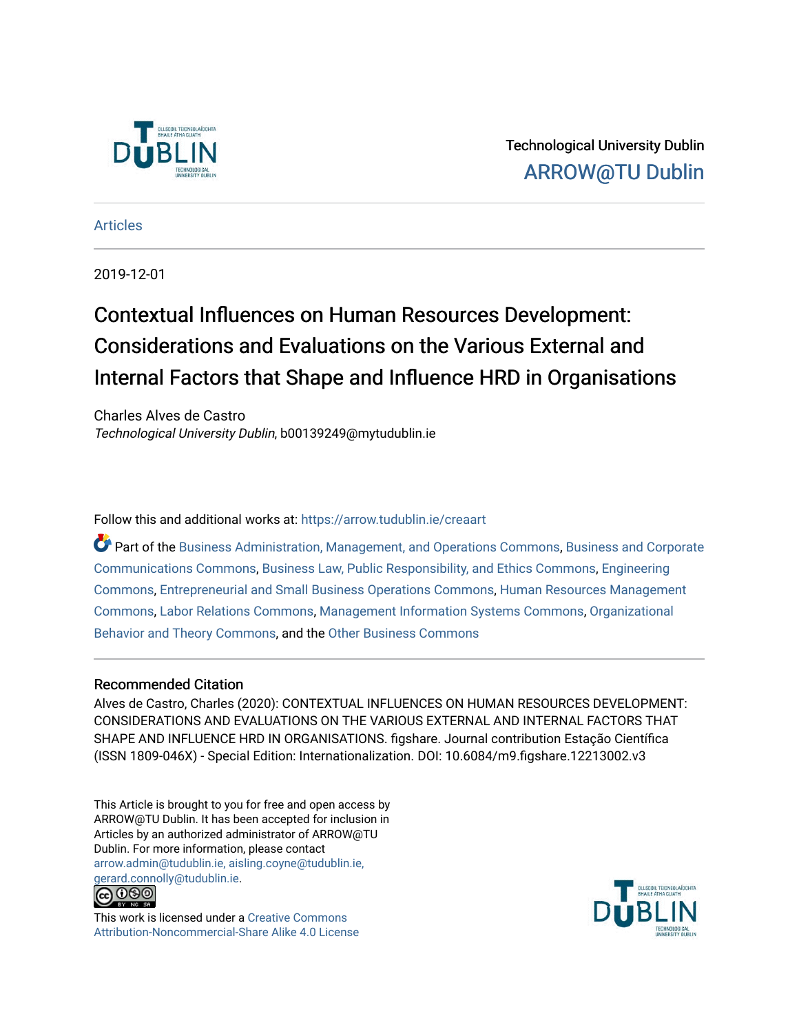Technological University Dublin

ARROW@TU Dublin

Articles

2019-12-01

# Contextual Influences on Human Resources Development: Considerations and Evaluations on the Various External and Internal Factors that Shape and Influence HRD in Organisations

Charles Alves de Castro

*Technological University Dublin*, b00139249@mytudublin.ie

Follow this and additional works at: https://arrow.tudublin.ie/creaart

Part of the Business Administration, Management, and Operations Commons, Business and Corporate Communications Commons, Business Law, Public Responsibility, and Ethics Commons, Engineering Commons, Entrepreneurial and Small Business Operations Commons, Human Resources Management Commons, Labor Relations Commons, Management Information Systems Commons, Organizational Behavior and Theory Commons, and the Other Business Commons

## Recommended Citation

Alves de Castro, Charles (2020): CONTEXTUAL INFLUENCES ON HUMAN RESOURCES DEVELOPMENT: CONSIDERATIONS AND EVALUATIONS ON THE VARIOUS EXTERNAL AND INTERNAL FACTORS THAT SHAPE AND INFLUENCE HRD IN ORGANISATIONS. figshare. Journal contribution Estação Científica (ISSN 1809-046X) - Special Edition: Internationalization. DOI: 10.6084/m9.figshare.12213002.v3

This Article is brought to you for free and open access by ARROW@TU Dublin. It has been accepted for inclusion in Articles by an authorized administrator of ARROW@TU Dublin. For more information, please contact arrow.admin@tudublin.ie, aisling.coyne@tudublin.ie, gerard.connolly@tudublin.ie.

This work is licensed under a Creative Commons Attribution-Noncommercial-Share Alike 4.0 License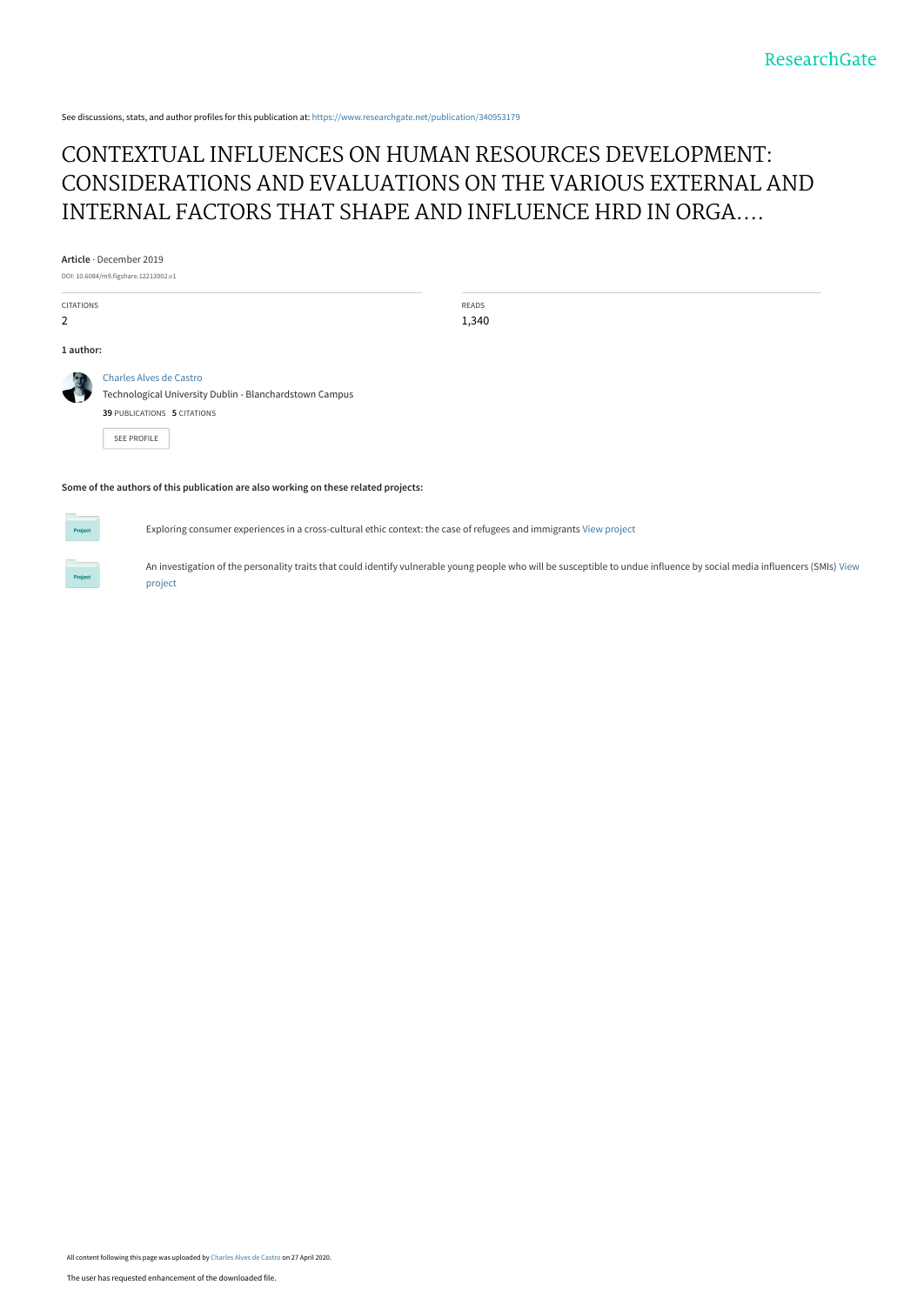See discussions, stats, and author profiles for this publication at: https://www.researchgate.net/publication/340953179

# CONTEXTUAL INFLUENCES ON HUMAN RESOURCES DEVELOPMENT: CONSIDERATIONS AND EVALUATIONS ON THE VARIOUS EXTERNAL AND INTERNAL FACTORS THAT SHAPE AND INFLUENCE HRD IN ORGA....

**Article** · December 2019

DOI: 10.6084/m9.figshare.12213002.v1

| CITATIONS | READS |
|---|---|
| 2 | 1,340 |

**1 author:**

Charles Alves de Castro
Technological University Dublin - Blanchardstown Campus
**39** PUBLICATIONS **5** CITATIONS

SEE PROFILE

**Some of the authors of this publication are also working on these related projects:**

Exploring consumer experiences in a cross-cultural ethic context: the case of refugees and immigrants View project

An investigation of the personality traits that could identify vulnerable young people who will be susceptible to undue influence by social media influencers (SMIs) View project

All content following this page was uploaded by Charles Alves de Castro on 27 April 2020.

The user has requested enhancement of the downloaded file.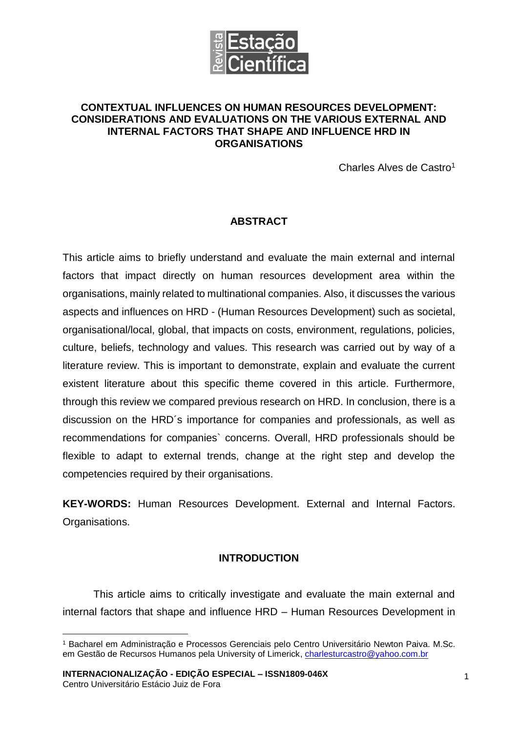# CONTEXTUAL INFLUENCES ON HUMAN RESOURCES DEVELOPMENT: CONSIDERATIONS AND EVALUATIONS ON THE VARIOUS EXTERNAL AND INTERNAL FACTORS THAT SHAPE AND INFLUENCE HRD IN ORGANISATIONS

Charles Alves de Castro[1]

## ABSTRACT

This article aims to briefly understand and evaluate the main external and internal factors that impact directly on human resources development area within the organisations, mainly related to multinational companies. Also, it discusses the various aspects and influences on HRD - (Human Resources Development) such as societal, organisational/local, global, that impacts on costs, environment, regulations, policies, culture, beliefs, technology and values. This research was carried out by way of a literature review. This is important to demonstrate, explain and evaluate the current existent literature about this specific theme covered in this article. Furthermore, through this review we compared previous research on HRD. In conclusion, there is a discussion on the HRD´s importance for companies and professionals, as well as recommendations for companies` concerns. Overall, HRD professionals should be flexible to adapt to external trends, change at the right step and develop the competencies required by their organisations.

**KEY-WORDS:** Human Resources Development. External and Internal Factors. Organisations.

## INTRODUCTION

This article aims to critically investigate and evaluate the main external and internal factors that shape and influence HRD – Human Resources Development in

[1] Bacharel em Administração e Processos Gerenciais pelo Centro Universitário Newton Paiva. M.Sc. em Gestão de Recursos Humanos pela University of Limerick, charlesturcastro@yahoo.com.br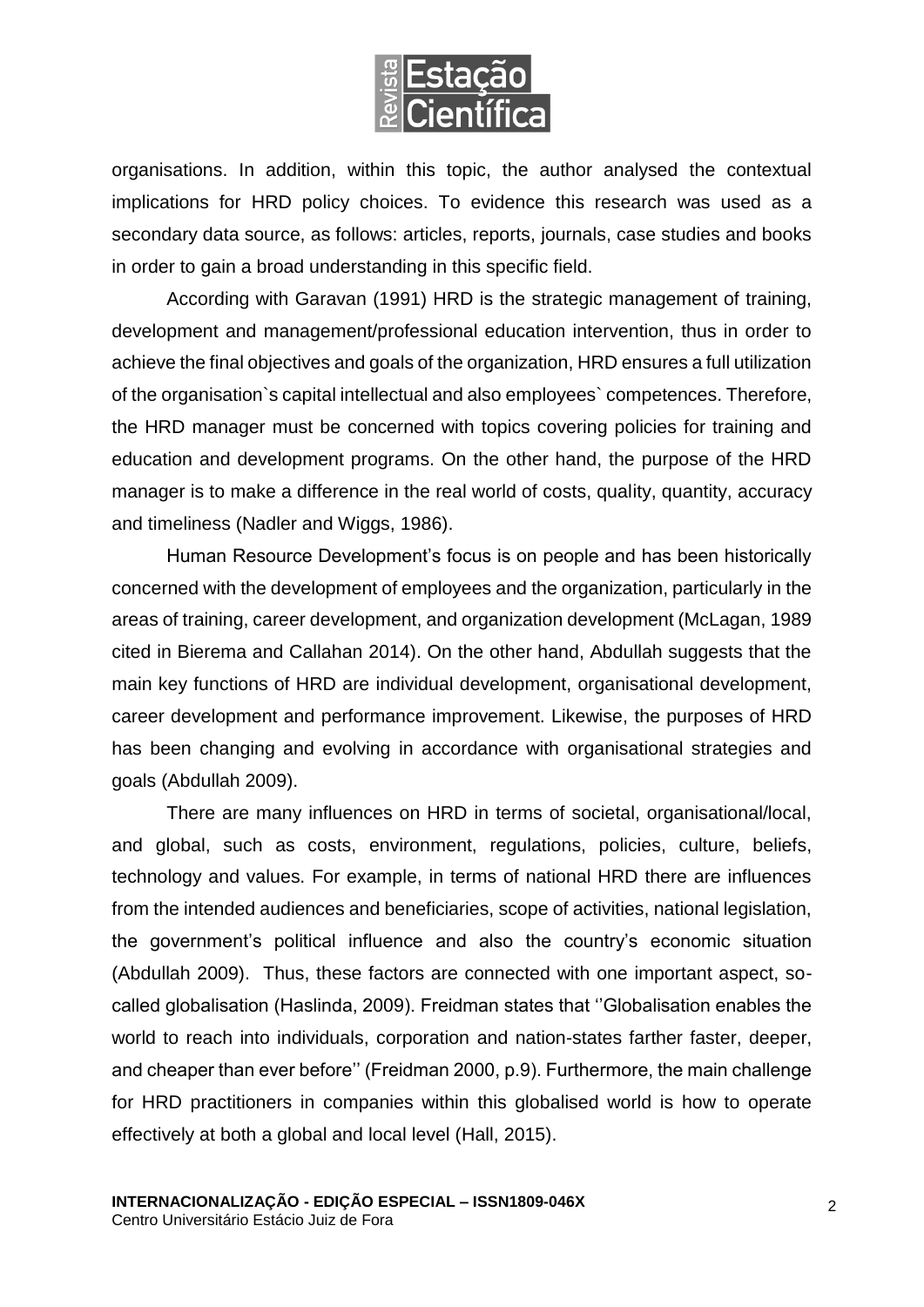organisations. In addition, within this topic, the author analysed the contextual implications for HRD policy choices. To evidence this research was used as a secondary data source, as follows: articles, reports, journals, case studies and books in order to gain a broad understanding in this specific field.

According with Garavan (1991) HRD is the strategic management of training, development and management/professional education intervention, thus in order to achieve the final objectives and goals of the organization, HRD ensures a full utilization of the organisation`s capital intellectual and also employees` competences. Therefore, the HRD manager must be concerned with topics covering policies for training and education and development programs. On the other hand, the purpose of the HRD manager is to make a difference in the real world of costs, quality, quantity, accuracy and timeliness (Nadler and Wiggs, 1986).

Human Resource Development's focus is on people and has been historically concerned with the development of employees and the organization, particularly in the areas of training, career development, and organization development (McLagan, 1989 cited in Bierema and Callahan 2014). On the other hand, Abdullah suggests that the main key functions of HRD are individual development, organisational development, career development and performance improvement. Likewise, the purposes of HRD has been changing and evolving in accordance with organisational strategies and goals (Abdullah 2009).

There are many influences on HRD in terms of societal, organisational/local, and global, such as costs, environment, regulations, policies, culture, beliefs, technology and values. For example, in terms of national HRD there are influences from the intended audiences and beneficiaries, scope of activities, national legislation, the government's political influence and also the country's economic situation (Abdullah 2009). Thus, these factors are connected with one important aspect, so-called globalisation (Haslinda, 2009). Freidman states that ''Globalisation enables the world to reach into individuals, corporation and nation-states farther faster, deeper, and cheaper than ever before'' (Freidman 2000, p.9). Furthermore, the main challenge for HRD practitioners in companies within this globalised world is how to operate effectively at both a global and local level (Hall, 2015).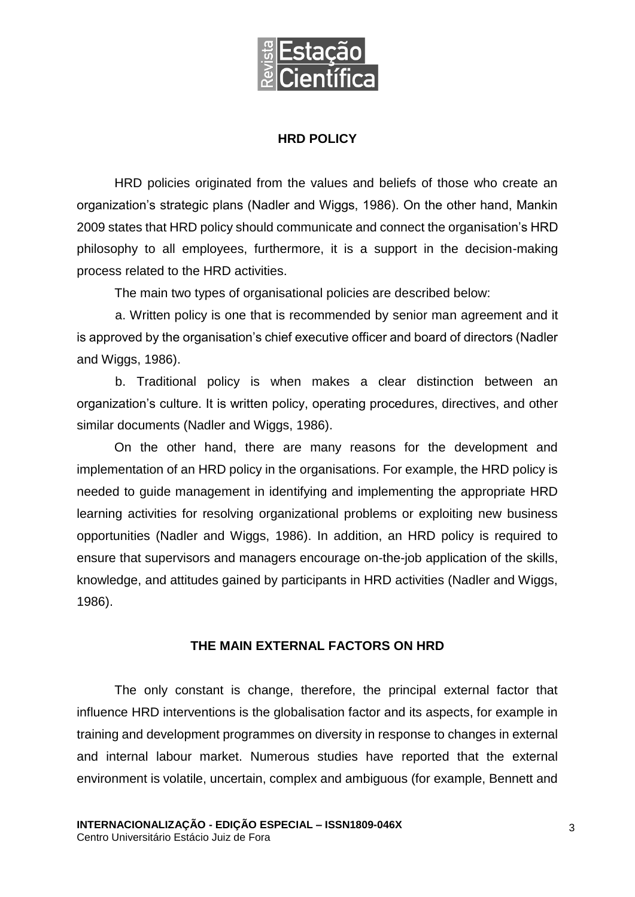## HRD POLICY

HRD policies originated from the values and beliefs of those who create an organization's strategic plans (Nadler and Wiggs, 1986). On the other hand, Mankin 2009 states that HRD policy should communicate and connect the organisation's HRD philosophy to all employees, furthermore, it is a support in the decision-making process related to the HRD activities.

The main two types of organisational policies are described below:

a. Written policy is one that is recommended by senior man agreement and it is approved by the organisation's chief executive officer and board of directors (Nadler and Wiggs, 1986).

b. Traditional policy is when makes a clear distinction between an organization's culture. It is written policy, operating procedures, directives, and other similar documents (Nadler and Wiggs, 1986).

On the other hand, there are many reasons for the development and implementation of an HRD policy in the organisations. For example, the HRD policy is needed to guide management in identifying and implementing the appropriate HRD learning activities for resolving organizational problems or exploiting new business opportunities (Nadler and Wiggs, 1986). In addition, an HRD policy is required to ensure that supervisors and managers encourage on-the-job application of the skills, knowledge, and attitudes gained by participants in HRD activities (Nadler and Wiggs, 1986).

## THE MAIN EXTERNAL FACTORS ON HRD

The only constant is change, therefore, the principal external factor that influence HRD interventions is the globalisation factor and its aspects, for example in training and development programmes on diversity in response to changes in external and internal labour market. Numerous studies have reported that the external environment is volatile, uncertain, complex and ambiguous (for example, Bennett and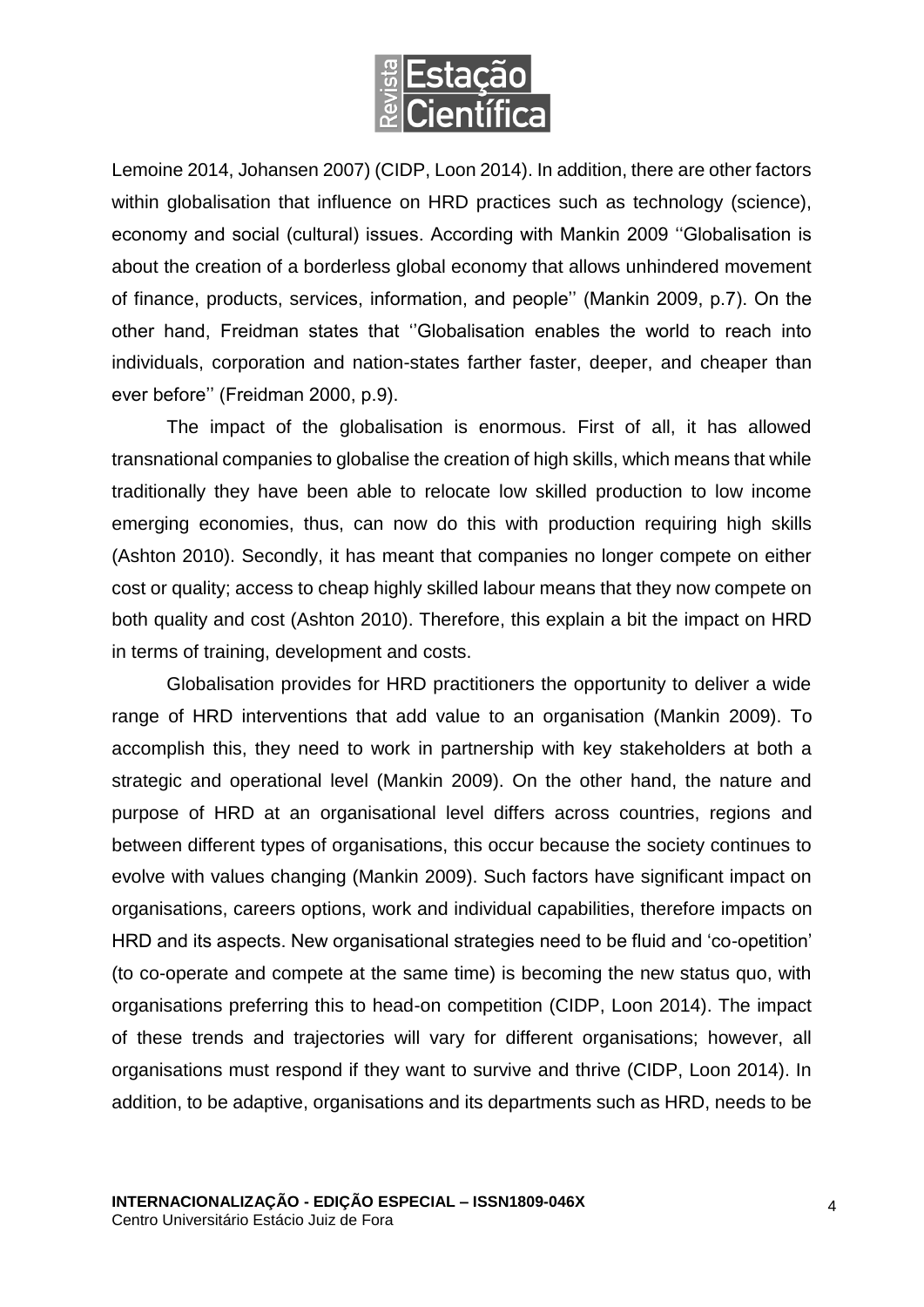Lemoine 2014, Johansen 2007) (CIDP, Loon 2014). In addition, there are other factors within globalisation that influence on HRD practices such as technology (science), economy and social (cultural) issues. According with Mankin 2009 ''Globalisation is about the creation of a borderless global economy that allows unhindered movement of finance, products, services, information, and people'' (Mankin 2009, p.7). On the other hand, Freidman states that ''Globalisation enables the world to reach into individuals, corporation and nation-states farther faster, deeper, and cheaper than ever before'' (Freidman 2000, p.9).

The impact of the globalisation is enormous. First of all, it has allowed transnational companies to globalise the creation of high skills, which means that while traditionally they have been able to relocate low skilled production to low income emerging economies, thus, can now do this with production requiring high skills (Ashton 2010). Secondly, it has meant that companies no longer compete on either cost or quality; access to cheap highly skilled labour means that they now compete on both quality and cost (Ashton 2010). Therefore, this explain a bit the impact on HRD in terms of training, development and costs.

Globalisation provides for HRD practitioners the opportunity to deliver a wide range of HRD interventions that add value to an organisation (Mankin 2009). To accomplish this, they need to work in partnership with key stakeholders at both a strategic and operational level (Mankin 2009). On the other hand, the nature and purpose of HRD at an organisational level differs across countries, regions and between different types of organisations, this occur because the society continues to evolve with values changing (Mankin 2009). Such factors have significant impact on organisations, careers options, work and individual capabilities, therefore impacts on HRD and its aspects. New organisational strategies need to be fluid and 'co-opetition' (to co-operate and compete at the same time) is becoming the new status quo, with organisations preferring this to head-on competition (CIDP, Loon 2014). The impact of these trends and trajectories will vary for different organisations; however, all organisations must respond if they want to survive and thrive (CIDP, Loon 2014). In addition, to be adaptive, organisations and its departments such as HRD, needs to be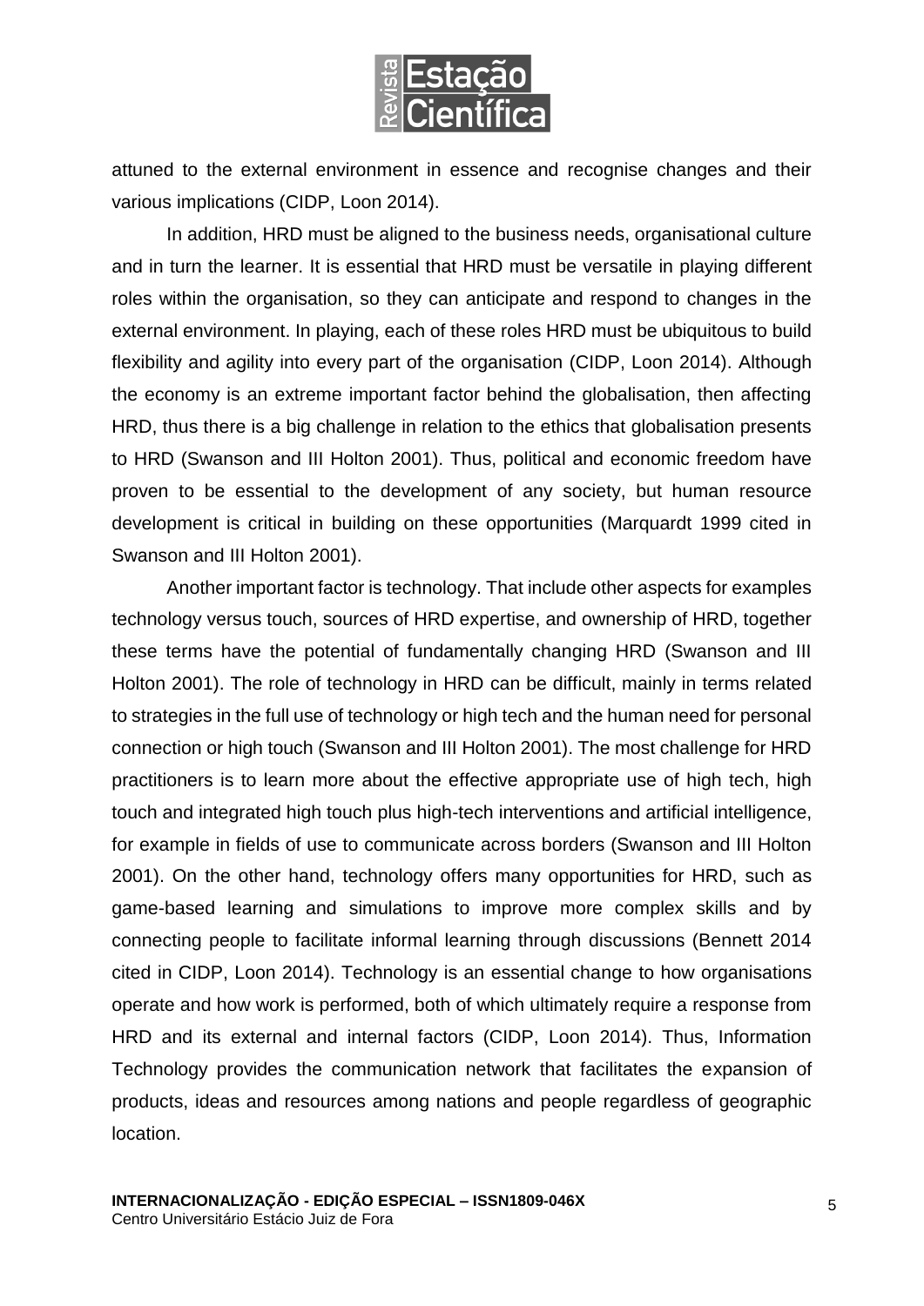attuned to the external environment in essence and recognise changes and their various implications (CIDP, Loon 2014).

In addition, HRD must be aligned to the business needs, organisational culture and in turn the learner. It is essential that HRD must be versatile in playing different roles within the organisation, so they can anticipate and respond to changes in the external environment. In playing, each of these roles HRD must be ubiquitous to build flexibility and agility into every part of the organisation (CIDP, Loon 2014). Although the economy is an extreme important factor behind the globalisation, then affecting HRD, thus there is a big challenge in relation to the ethics that globalisation presents to HRD (Swanson and III Holton 2001). Thus, political and economic freedom have proven to be essential to the development of any society, but human resource development is critical in building on these opportunities (Marquardt 1999 cited in Swanson and III Holton 2001).

Another important factor is technology. That include other aspects for examples technology versus touch, sources of HRD expertise, and ownership of HRD, together these terms have the potential of fundamentally changing HRD (Swanson and III Holton 2001). The role of technology in HRD can be difficult, mainly in terms related to strategies in the full use of technology or high tech and the human need for personal connection or high touch (Swanson and III Holton 2001). The most challenge for HRD practitioners is to learn more about the effective appropriate use of high tech, high touch and integrated high touch plus high-tech interventions and artificial intelligence, for example in fields of use to communicate across borders (Swanson and III Holton 2001). On the other hand, technology offers many opportunities for HRD, such as game-based learning and simulations to improve more complex skills and by connecting people to facilitate informal learning through discussions (Bennett 2014 cited in CIDP, Loon 2014). Technology is an essential change to how organisations operate and how work is performed, both of which ultimately require a response from HRD and its external and internal factors (CIDP, Loon 2014). Thus, Information Technology provides the communication network that facilitates the expansion of products, ideas and resources among nations and people regardless of geographic location.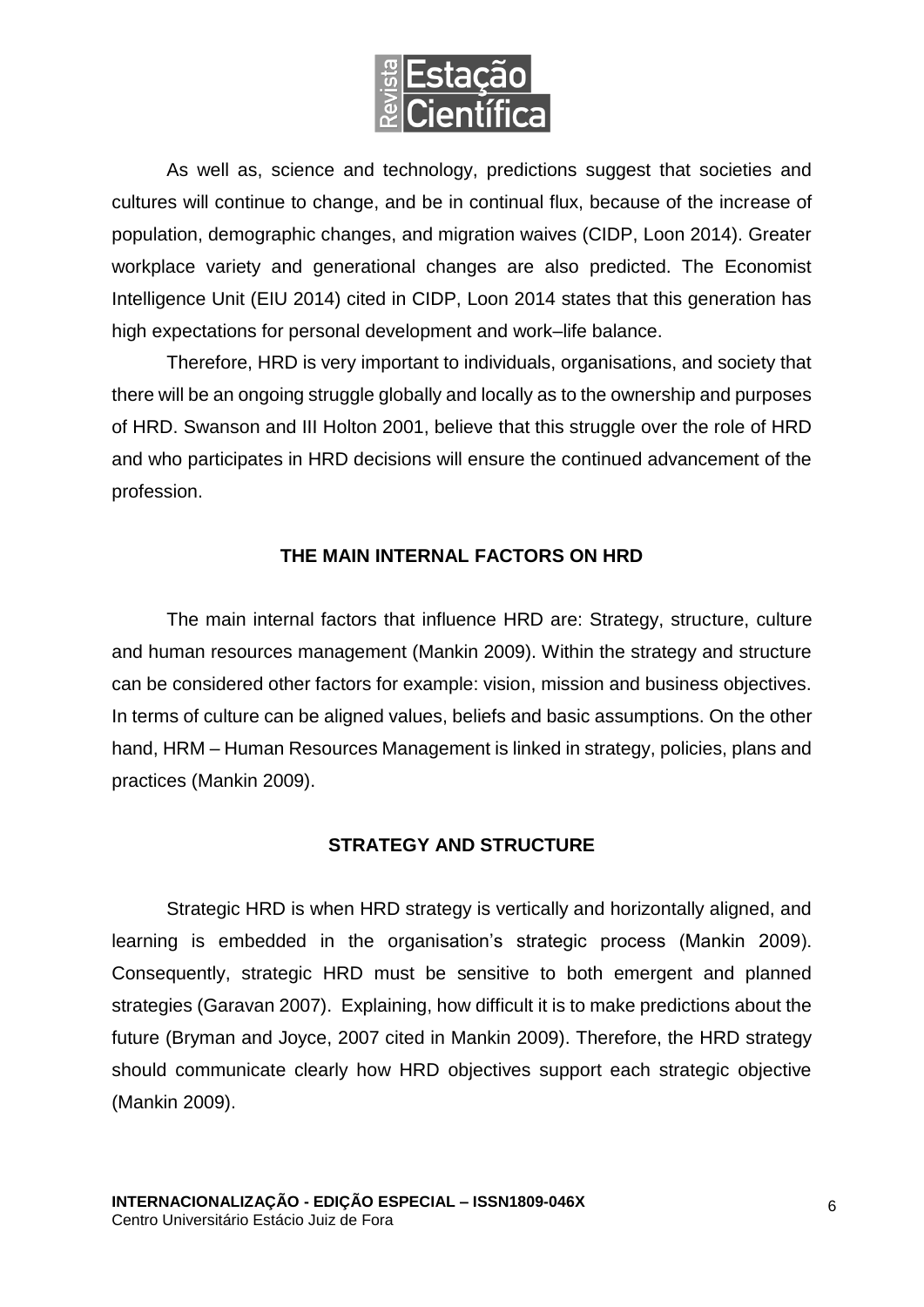As well as, science and technology, predictions suggest that societies and cultures will continue to change, and be in continual flux, because of the increase of population, demographic changes, and migration waives (CIDP, Loon 2014). Greater workplace variety and generational changes are also predicted. The Economist Intelligence Unit (EIU 2014) cited in CIDP, Loon 2014 states that this generation has high expectations for personal development and work–life balance.

Therefore, HRD is very important to individuals, organisations, and society that there will be an ongoing struggle globally and locally as to the ownership and purposes of HRD. Swanson and III Holton 2001, believe that this struggle over the role of HRD and who participates in HRD decisions will ensure the continued advancement of the profession.

## THE MAIN INTERNAL FACTORS ON HRD

The main internal factors that influence HRD are: Strategy, structure, culture and human resources management (Mankin 2009). Within the strategy and structure can be considered other factors for example: vision, mission and business objectives. In terms of culture can be aligned values, beliefs and basic assumptions. On the other hand, HRM – Human Resources Management is linked in strategy, policies, plans and practices (Mankin 2009).

## STRATEGY AND STRUCTURE

Strategic HRD is when HRD strategy is vertically and horizontally aligned, and learning is embedded in the organisation's strategic process (Mankin 2009). Consequently, strategic HRD must be sensitive to both emergent and planned strategies (Garavan 2007). Explaining, how difficult it is to make predictions about the future (Bryman and Joyce, 2007 cited in Mankin 2009). Therefore, the HRD strategy should communicate clearly how HRD objectives support each strategic objective (Mankin 2009).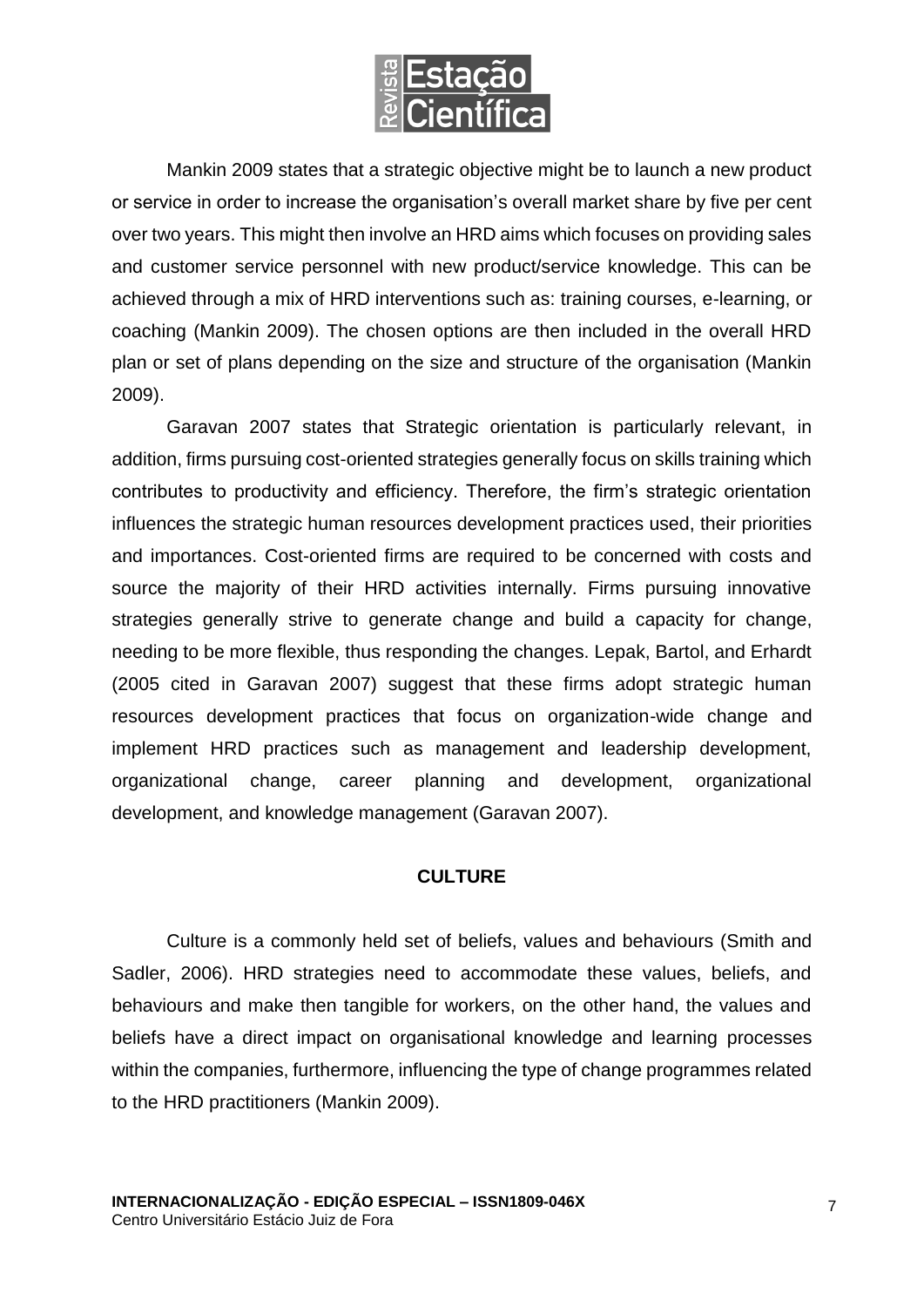Mankin 2009 states that a strategic objective might be to launch a new product or service in order to increase the organisation's overall market share by five per cent over two years. This might then involve an HRD aims which focuses on providing sales and customer service personnel with new product/service knowledge. This can be achieved through a mix of HRD interventions such as: training courses, e-learning, or coaching (Mankin 2009). The chosen options are then included in the overall HRD plan or set of plans depending on the size and structure of the organisation (Mankin 2009).

Garavan 2007 states that Strategic orientation is particularly relevant, in addition, firms pursuing cost-oriented strategies generally focus on skills training which contributes to productivity and efficiency. Therefore, the firm's strategic orientation influences the strategic human resources development practices used, their priorities and importances. Cost-oriented firms are required to be concerned with costs and source the majority of their HRD activities internally. Firms pursuing innovative strategies generally strive to generate change and build a capacity for change, needing to be more flexible, thus responding the changes. Lepak, Bartol, and Erhardt (2005 cited in Garavan 2007) suggest that these firms adopt strategic human resources development practices that focus on organization-wide change and implement HRD practices such as management and leadership development, organizational change, career planning and development, organizational development, and knowledge management (Garavan 2007).

## CULTURE

Culture is a commonly held set of beliefs, values and behaviours (Smith and Sadler, 2006). HRD strategies need to accommodate these values, beliefs, and behaviours and make then tangible for workers, on the other hand, the values and beliefs have a direct impact on organisational knowledge and learning processes within the companies, furthermore, influencing the type of change programmes related to the HRD practitioners (Mankin 2009).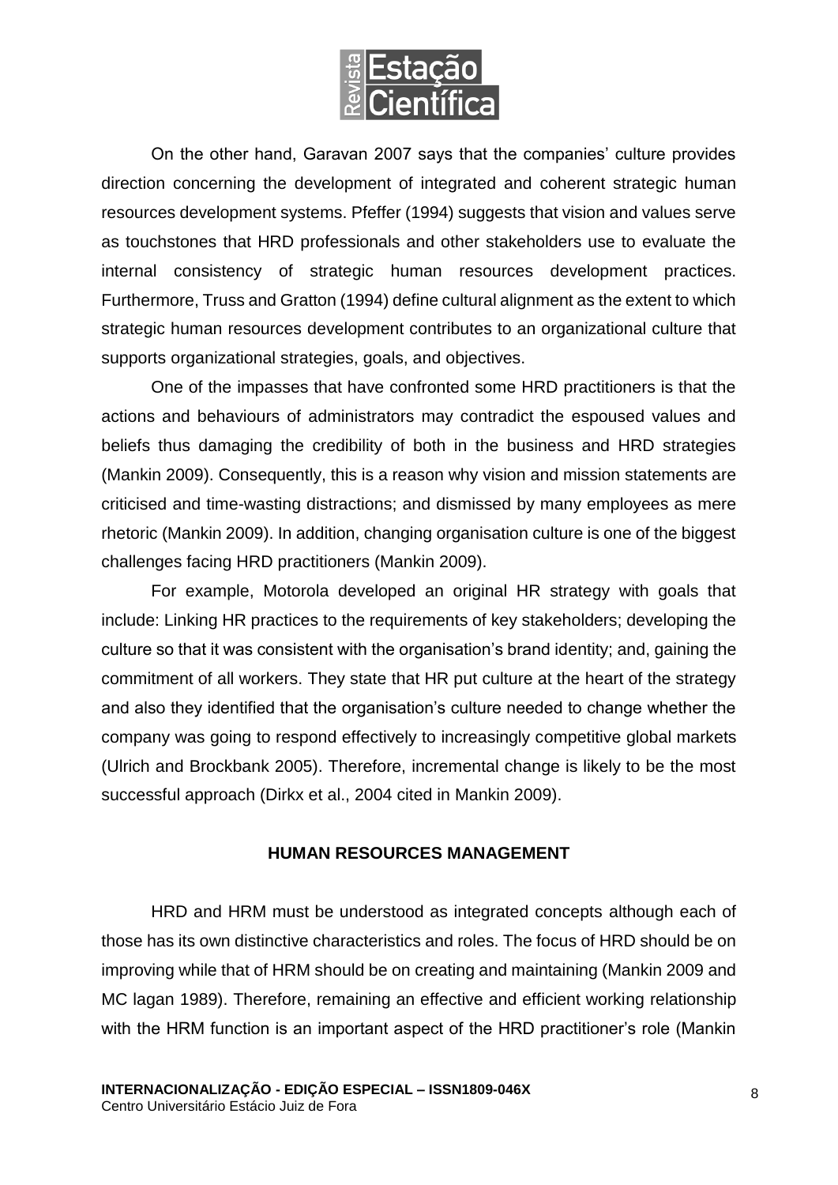On the other hand, Garavan 2007 says that the companies' culture provides direction concerning the development of integrated and coherent strategic human resources development systems. Pfeffer (1994) suggests that vision and values serve as touchstones that HRD professionals and other stakeholders use to evaluate the internal consistency of strategic human resources development practices. Furthermore, Truss and Gratton (1994) define cultural alignment as the extent to which strategic human resources development contributes to an organizational culture that supports organizational strategies, goals, and objectives.

One of the impasses that have confronted some HRD practitioners is that the actions and behaviours of administrators may contradict the espoused values and beliefs thus damaging the credibility of both in the business and HRD strategies (Mankin 2009). Consequently, this is a reason why vision and mission statements are criticised and time-wasting distractions; and dismissed by many employees as mere rhetoric (Mankin 2009). In addition, changing organisation culture is one of the biggest challenges facing HRD practitioners (Mankin 2009).

For example, Motorola developed an original HR strategy with goals that include: Linking HR practices to the requirements of key stakeholders; developing the culture so that it was consistent with the organisation's brand identity; and, gaining the commitment of all workers. They state that HR put culture at the heart of the strategy and also they identified that the organisation's culture needed to change whether the company was going to respond effectively to increasingly competitive global markets (Ulrich and Brockbank 2005). Therefore, incremental change is likely to be the most successful approach (Dirkx et al., 2004 cited in Mankin 2009).

## HUMAN RESOURCES MANAGEMENT

HRD and HRM must be understood as integrated concepts although each of those has its own distinctive characteristics and roles. The focus of HRD should be on improving while that of HRM should be on creating and maintaining (Mankin 2009 and MC lagan 1989). Therefore, remaining an effective and efficient working relationship with the HRM function is an important aspect of the HRD practitioner's role (Mankin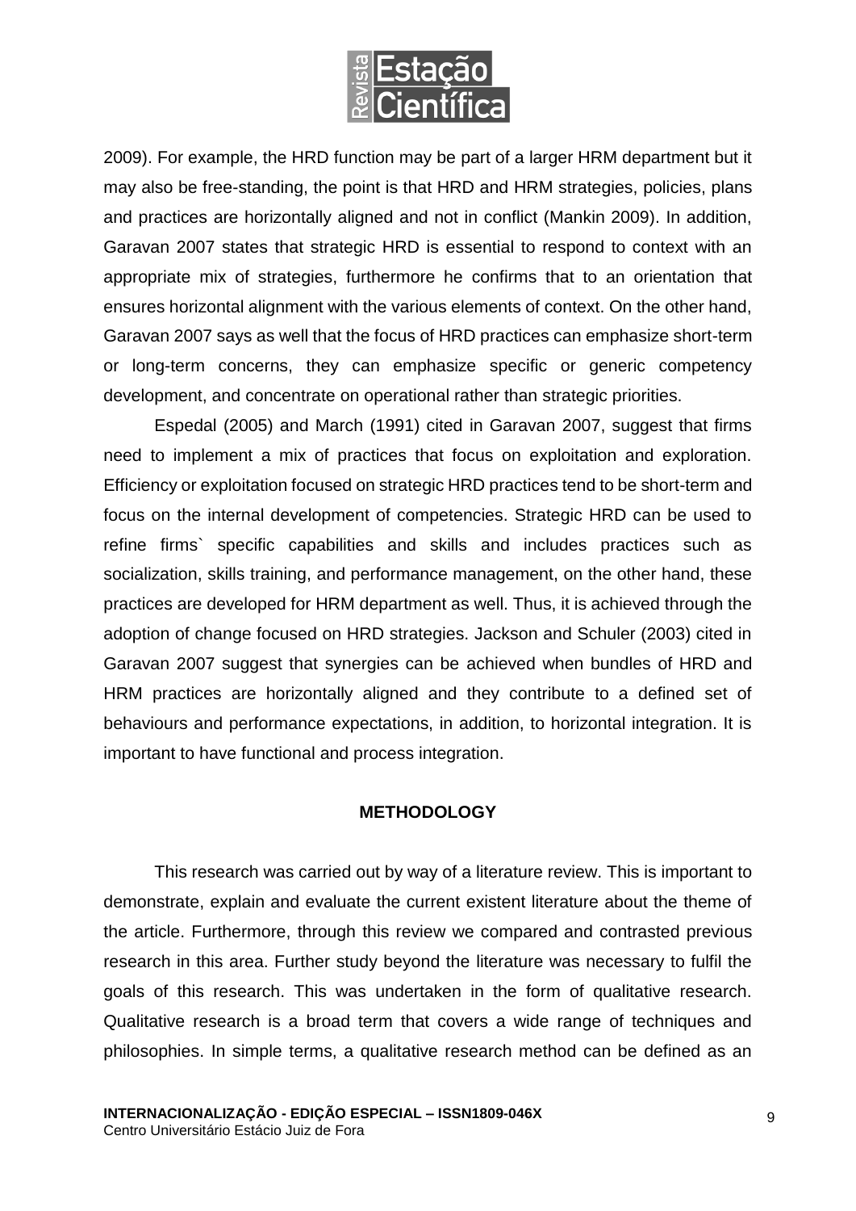2009). For example, the HRD function may be part of a larger HRM department but it may also be free-standing, the point is that HRD and HRM strategies, policies, plans and practices are horizontally aligned and not in conflict (Mankin 2009). In addition, Garavan 2007 states that strategic HRD is essential to respond to context with an appropriate mix of strategies, furthermore he confirms that to an orientation that ensures horizontal alignment with the various elements of context. On the other hand, Garavan 2007 says as well that the focus of HRD practices can emphasize short-term or long-term concerns, they can emphasize specific or generic competency development, and concentrate on operational rather than strategic priorities.

Espedal (2005) and March (1991) cited in Garavan 2007, suggest that firms need to implement a mix of practices that focus on exploitation and exploration. Efficiency or exploitation focused on strategic HRD practices tend to be short-term and focus on the internal development of competencies. Strategic HRD can be used to refine firms` specific capabilities and skills and includes practices such as socialization, skills training, and performance management, on the other hand, these practices are developed for HRM department as well. Thus, it is achieved through the adoption of change focused on HRD strategies. Jackson and Schuler (2003) cited in Garavan 2007 suggest that synergies can be achieved when bundles of HRD and HRM practices are horizontally aligned and they contribute to a defined set of behaviours and performance expectations, in addition, to horizontal integration. It is important to have functional and process integration.

## METHODOLOGY

This research was carried out by way of a literature review. This is important to demonstrate, explain and evaluate the current existent literature about the theme of the article. Furthermore, through this review we compared and contrasted previous research in this area. Further study beyond the literature was necessary to fulfil the goals of this research. This was undertaken in the form of qualitative research. Qualitative research is a broad term that covers a wide range of techniques and philosophies. In simple terms, a qualitative research method can be defined as an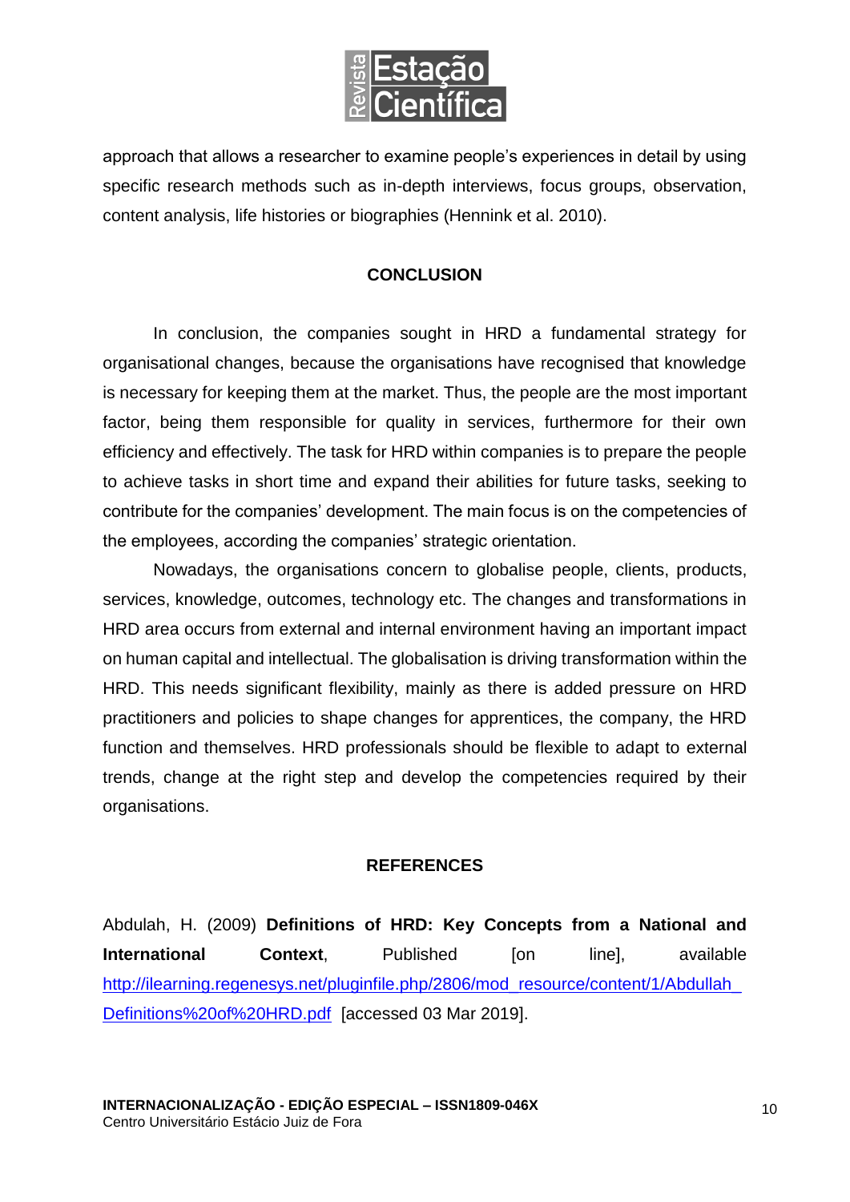approach that allows a researcher to examine people's experiences in detail by using specific research methods such as in-depth interviews, focus groups, observation, content analysis, life histories or biographies (Hennink et al. 2010).

## CONCLUSION

In conclusion, the companies sought in HRD a fundamental strategy for organisational changes, because the organisations have recognised that knowledge is necessary for keeping them at the market. Thus, the people are the most important factor, being them responsible for quality in services, furthermore for their own efficiency and effectively. The task for HRD within companies is to prepare the people to achieve tasks in short time and expand their abilities for future tasks, seeking to contribute for the companies' development. The main focus is on the competencies of the employees, according the companies' strategic orientation.

Nowadays, the organisations concern to globalise people, clients, products, services, knowledge, outcomes, technology etc. The changes and transformations in HRD area occurs from external and internal environment having an important impact on human capital and intellectual. The globalisation is driving transformation within the HRD. This needs significant flexibility, mainly as there is added pressure on HRD practitioners and policies to shape changes for apprentices, the company, the HRD function and themselves. HRD professionals should be flexible to adapt to external trends, change at the right step and develop the competencies required by their organisations.

## REFERENCES

Abdulah, H. (2009) **Definitions of HRD: Key Concepts from a National and International Context**, Published [on line], available http://ilearning.regenesys.net/pluginfile.php/2806/mod_resource/content/1/Abdullah_Definitions%20of%20HRD.pdf [accessed 03 Mar 2019].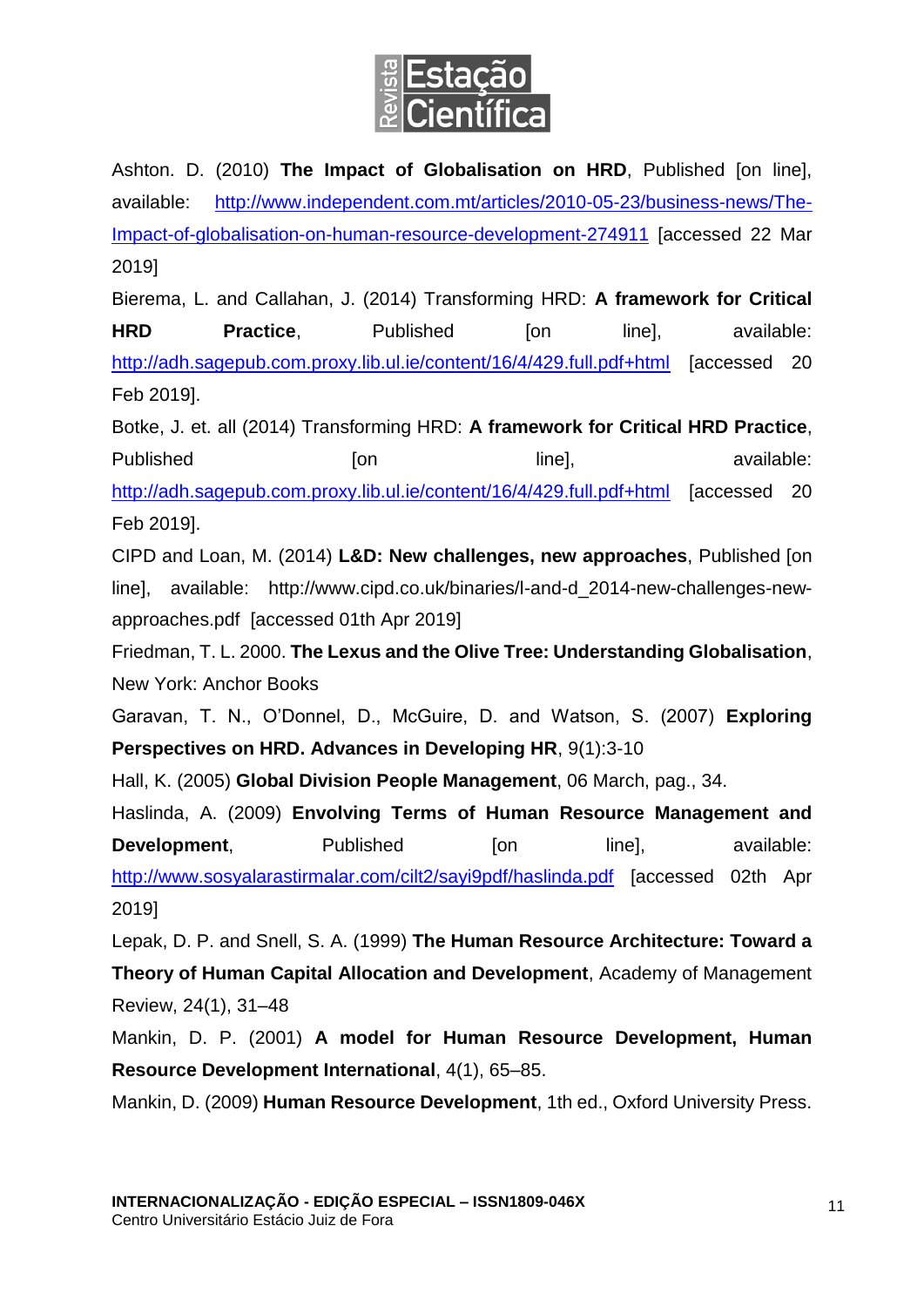Ashton. D. (2010) **The Impact of Globalisation on HRD**, Published [on line], available: http://www.independent.com.mt/articles/2010-05-23/business-news/The-Impact-of-globalisation-on-human-resource-development-274911 [accessed 22 Mar 2019]

Bierema, L. and Callahan, J. (2014) Transforming HRD: **A framework for Critical HRD Practice**, Published [on line], available: http://adh.sagepub.com.proxy.lib.ul.ie/content/16/4/429.full.pdf+html [accessed 20 Feb 2019].

Botke, J. et. all (2014) Transforming HRD: **A framework for Critical HRD Practice**, Published [on line], available: http://adh.sagepub.com.proxy.lib.ul.ie/content/16/4/429.full.pdf+html [accessed 20 Feb 2019].

CIPD and Loan, M. (2014) **L&D: New challenges, new approaches**, Published [on line], available: http://www.cipd.co.uk/binaries/l-and-d_2014-new-challenges-new-approaches.pdf [accessed 01th Apr 2019]

Friedman, T. L. 2000. **The Lexus and the Olive Tree: Understanding Globalisation**, New York: Anchor Books

Garavan, T. N., O'Donnel, D., McGuire, D. and Watson, S. (2007) **Exploring Perspectives on HRD. Advances in Developing HR**, 9(1):3-10

Hall, K. (2005) **Global Division People Management**, 06 March, pag., 34.

Haslinda, A. (2009) **Envolving Terms of Human Resource Management and Development**, Published [on line], available: http://www.sosyalarastirmalar.com/cilt2/sayi9pdf/haslinda.pdf [accessed 02th Apr 2019]

Lepak, D. P. and Snell, S. A. (1999) **The Human Resource Architecture: Toward a Theory of Human Capital Allocation and Development**, Academy of Management Review, 24(1), 31–48

Mankin, D. P. (2001) **A model for Human Resource Development, Human Resource Development International**, 4(1), 65–85.

Mankin, D. (2009) **Human Resource Development**, 1th ed., Oxford University Press.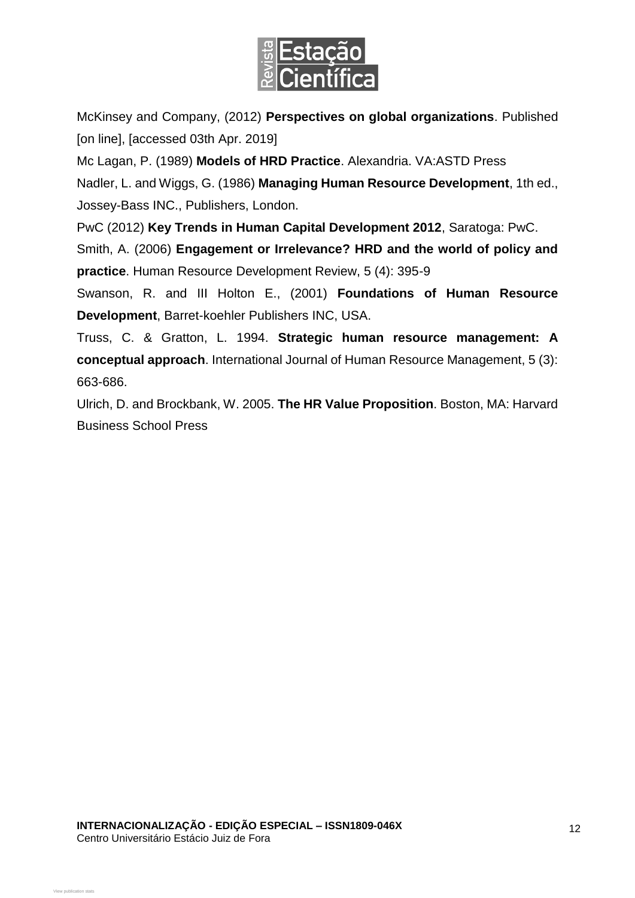McKinsey and Company, (2012) **Perspectives on global organizations**. Published [on line], [accessed 03th Apr. 2019]

Mc Lagan, P. (1989) **Models of HRD Practice**. Alexandria. VA:ASTD Press

Nadler, L. and Wiggs, G. (1986) **Managing Human Resource Development**, 1th ed., Jossey-Bass INC., Publishers, London.

PwC (2012) **Key Trends in Human Capital Development 2012**, Saratoga: PwC.

Smith, A. (2006) **Engagement or Irrelevance? HRD and the world of policy and practice**. Human Resource Development Review, 5 (4): 395-9

Swanson, R. and III Holton E., (2001) **Foundations of Human Resource Development**, Barret-koehler Publishers INC, USA.

Truss, C. & Gratton, L. 1994. **Strategic human resource management: A conceptual approach**. International Journal of Human Resource Management, 5 (3): 663-686.

Ulrich, D. and Brockbank, W. 2005. **The HR Value Proposition**. Boston, MA: Harvard Business School Press